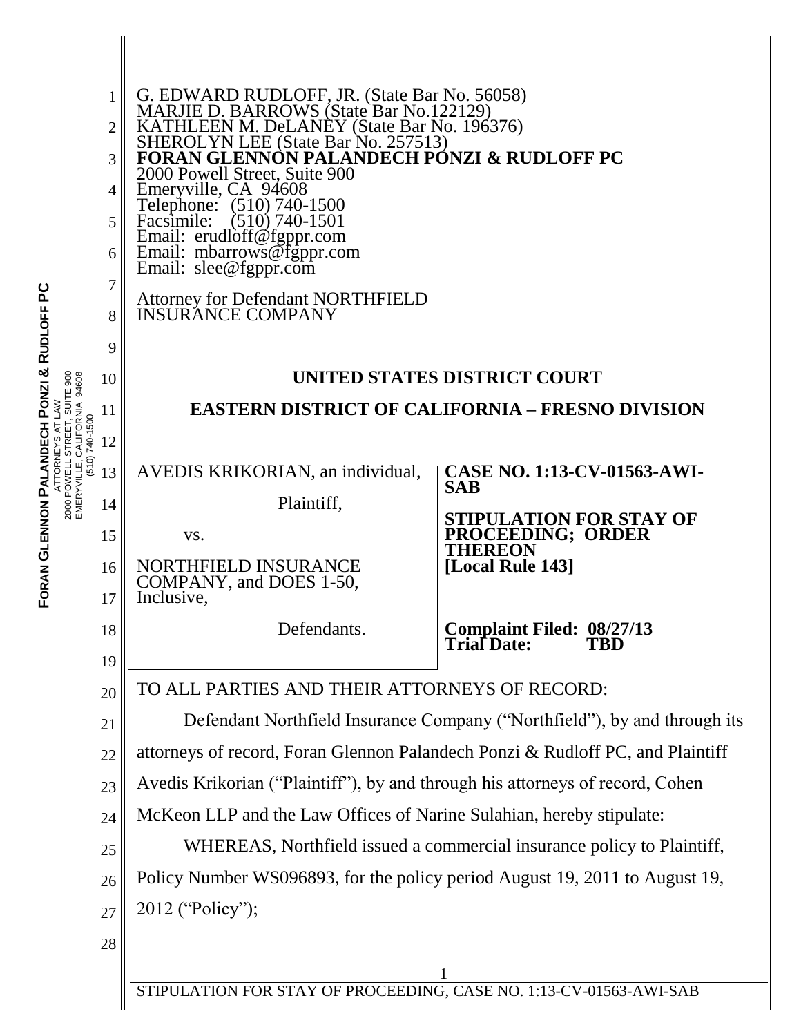G. EDWARD RUDLOFF, JR. (State Bar No. 56058)
MARJIE D. BARROWS (State Bar No.122129)
KATHLEEN M. DeLANEY (State Bar No. 196376)
SHEROLYN LEE (State Bar No. 257513)
**FORAN GLENNON PALANDECH PONZI & RUDLOFF PC**
2000 Powell Street, Suite 900
Emeryville, CA 94608
Telephone: (510) 740-1500
Facsimile: (510) 740-1501
Email: erudloff@fgppr.com
Email: mbarrows@fgppr.com
Email: slee@fgppr.com

Attorney for Defendant NORTHFIELD INSURANCE COMPANY

**UNITED STATES DISTRICT COURT**

**EASTERN DISTRICT OF CALIFORNIA – FRESNO DIVISION**

| | |
|---|---|
| AVEDIS KRIKORIAN, an individual,<br><br>Plaintiff,<br><br>vs.<br><br>NORTHFIELD INSURANCE COMPANY, and DOES 1-50, Inclusive,<br><br>Defendants. | **CASE NO. 1:13-CV-01563-AWI-SAB**<br><br>**STIPULATION FOR STAY OF PROCEEDING; ORDER THEREON [Local Rule 143]**<br><br>**Complaint Filed: 08/27/13**<br>**Trial Date: TBD** |

TO ALL PARTIES AND THEIR ATTORNEYS OF RECORD:

Defendant Northfield Insurance Company ("Northfield"), by and through its attorneys of record, Foran Glennon Palandech Ponzi & Rudloff PC, and Plaintiff Avedis Krikorian ("Plaintiff"), by and through his attorneys of record, Cohen McKeon LLP and the Law Offices of Narine Sulahian, hereby stipulate:

WHEREAS, Northfield issued a commercial insurance policy to Plaintiff, Policy Number WS096893, for the policy period August 19, 2011 to August 19, 2012 ("Policy");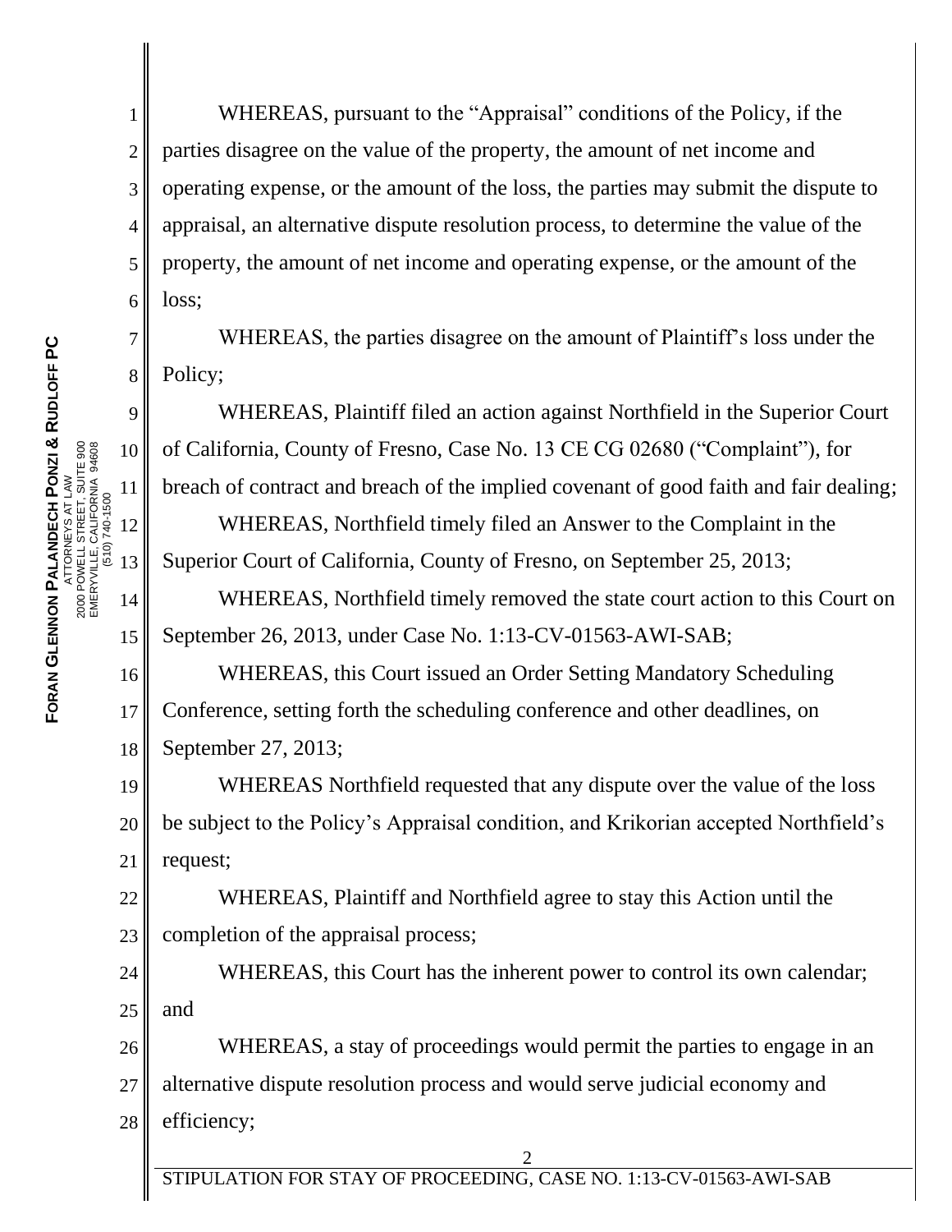WHEREAS, pursuant to the "Appraisal" conditions of the Policy, if the parties disagree on the value of the property, the amount of net income and operating expense, or the amount of the loss, the parties may submit the dispute to appraisal, an alternative dispute resolution process, to determine the value of the property, the amount of net income and operating expense, or the amount of the loss;

WHEREAS, the parties disagree on the amount of Plaintiff's loss under the Policy;

WHEREAS, Plaintiff filed an action against Northfield in the Superior Court of California, County of Fresno, Case No. 13 CE CG 02680 ("Complaint"), for breach of contract and breach of the implied covenant of good faith and fair dealing;

WHEREAS, Northfield timely filed an Answer to the Complaint in the Superior Court of California, County of Fresno, on September 25, 2013;

WHEREAS, Northfield timely removed the state court action to this Court on September 26, 2013, under Case No. 1:13-CV-01563-AWI-SAB;

WHEREAS, this Court issued an Order Setting Mandatory Scheduling Conference, setting forth the scheduling conference and other deadlines, on September 27, 2013;

WHEREAS Northfield requested that any dispute over the value of the loss be subject to the Policy's Appraisal condition, and Krikorian accepted Northfield's request;

WHEREAS, Plaintiff and Northfield agree to stay this Action until the completion of the appraisal process;

WHEREAS, this Court has the inherent power to control its own calendar; and

WHEREAS, a stay of proceedings would permit the parties to engage in an alternative dispute resolution process and would serve judicial economy and efficiency;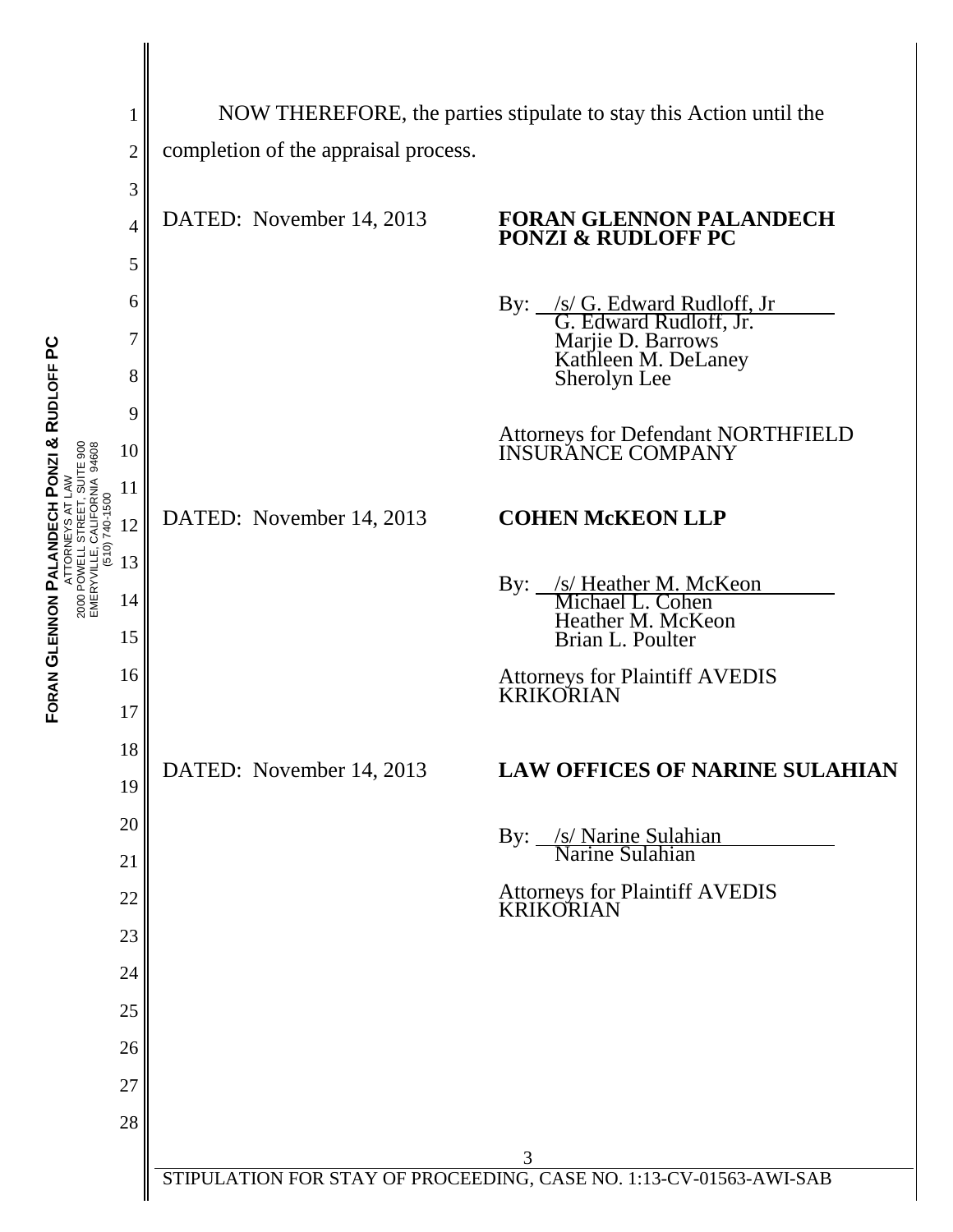NOW THEREFORE, the parties stipulate to stay this Action until the completion of the appraisal process.

DATED: November 14, 2013

**FORAN GLENNON PALANDECH PONZI & RUDLOFF PC**

By: /s/ G. Edward Rudloff, Jr
G. Edward Rudloff, Jr.
Marjie D. Barrows
Kathleen M. DeLaney
Sherolyn Lee

Attorneys for Defendant NORTHFIELD INSURANCE COMPANY

DATED: November 14, 2013

**COHEN McKEON LLP**

By: /s/ Heather M. McKeon
Michael L. Cohen
Heather M. McKeon
Brian L. Poulter

Attorneys for Plaintiff AVEDIS KRIKORIAN

DATED: November 14, 2013

**LAW OFFICES OF NARINE SULAHIAN**

By: /s/ Narine Sulahian
Narine Sulahian

Attorneys for Plaintiff AVEDIS KRIKORIAN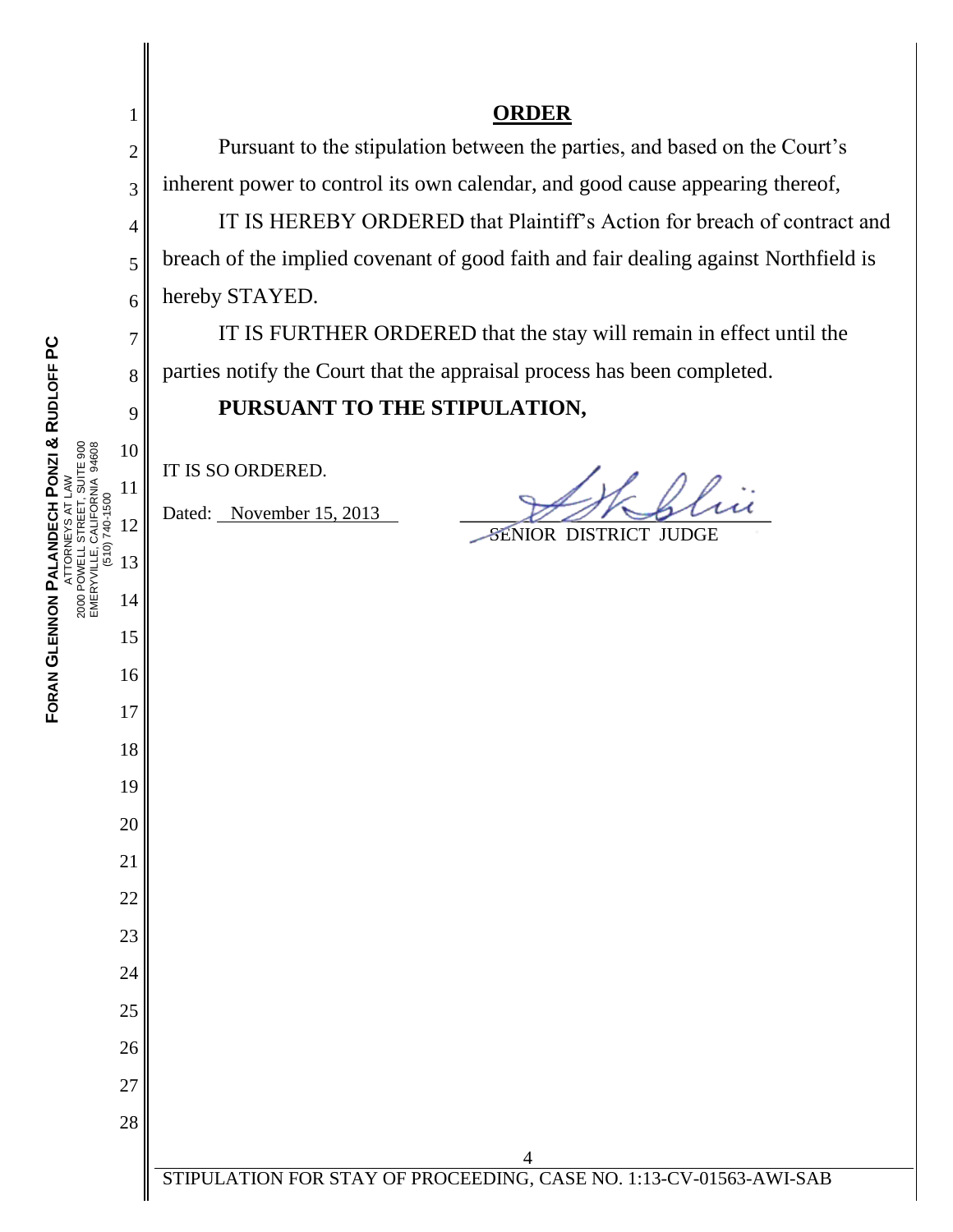## ORDER

Pursuant to the stipulation between the parties, and based on the Court's inherent power to control its own calendar, and good cause appearing thereof,

IT IS HEREBY ORDERED that Plaintiff's Action for breach of contract and breach of the implied covenant of good faith and fair dealing against Northfield is hereby STAYED.

IT IS FURTHER ORDERED that the stay will remain in effect until the parties notify the Court that the appraisal process has been completed.

**PURSUANT TO THE STIPULATION,**

IT IS SO ORDERED.

Dated: November 15, 2013

SENIOR DISTRICT JUDGE